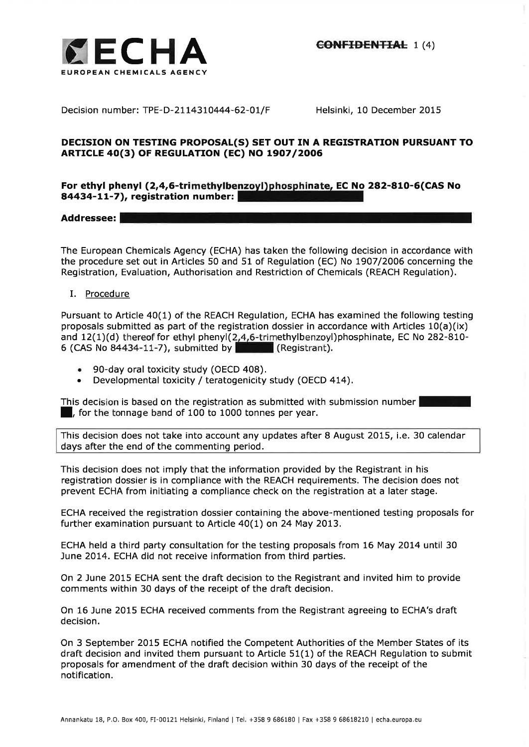ECHA
EUROPEAN CHEMICALS AGENCY

~~CONFIDENTIAL~~

Decision number: TPE-D-2114310444-62-01/F

Helsinki, 10 December 2015

**DECISION ON TESTING PROPOSAL(S) SET OUT IN A REGISTRATION PURSUANT TO ARTICLE 40(3) OF REGULATION (EC) NO 1907/2006**

**For ethyl phenyl (2,4,6-trimethylbenzoyl)phosphinate, EC No 282-810-6(CAS No 84434-11-7), registration number:**

**Addressee:**

The European Chemicals Agency (ECHA) has taken the following decision in accordance with the procedure set out in Articles 50 and 51 of Regulation (EC) No 1907/2006 concerning the Registration, Evaluation, Authorisation and Restriction of Chemicals (REACH Regulation).

I. Procedure

Pursuant to Article 40(1) of the REACH Regulation, ECHA has examined the following testing proposals submitted as part of the registration dossier in accordance with Articles 10(a)(ix) and 12(1)(d) thereof for ethyl phenyl(2,4,6-trimethylbenzoyl)phosphinate, EC No 282-810-6 (CAS No 84434-11-7), submitted by (Registrant).

- 90-day oral toxicity study (OECD 408).
- Developmental toxicity / teratogenicity study (OECD 414).

This decision is based on the registration as submitted with submission number , for the tonnage band of 100 to 1000 tonnes per year.

This decision does not take into account any updates after 8 August 2015, i.e. 30 calendar days after the end of the commenting period.

This decision does not imply that the information provided by the Registrant in his registration dossier is in compliance with the REACH requirements. The decision does not prevent ECHA from initiating a compliance check on the registration at a later stage.

ECHA received the registration dossier containing the above-mentioned testing proposals for further examination pursuant to Article 40(1) on 24 May 2013.

ECHA held a third party consultation for the testing proposals from 16 May 2014 until 30 June 2014. ECHA did not receive information from third parties.

On 2 June 2015 ECHA sent the draft decision to the Registrant and invited him to provide comments within 30 days of the receipt of the draft decision.

On 16 June 2015 ECHA received comments from the Registrant agreeing to ECHA's draft decision.

On 3 September 2015 ECHA notified the Competent Authorities of the Member States of its draft decision and invited them pursuant to Article 51(1) of the REACH Regulation to submit proposals for amendment of the draft decision within 30 days of the receipt of the notification.

Annankatu 18, P.O. Box 400, FI-00121 Helsinki, Finland | Tel. +358 9 686180 | Fax +358 9 68618210 | echa.europa.eu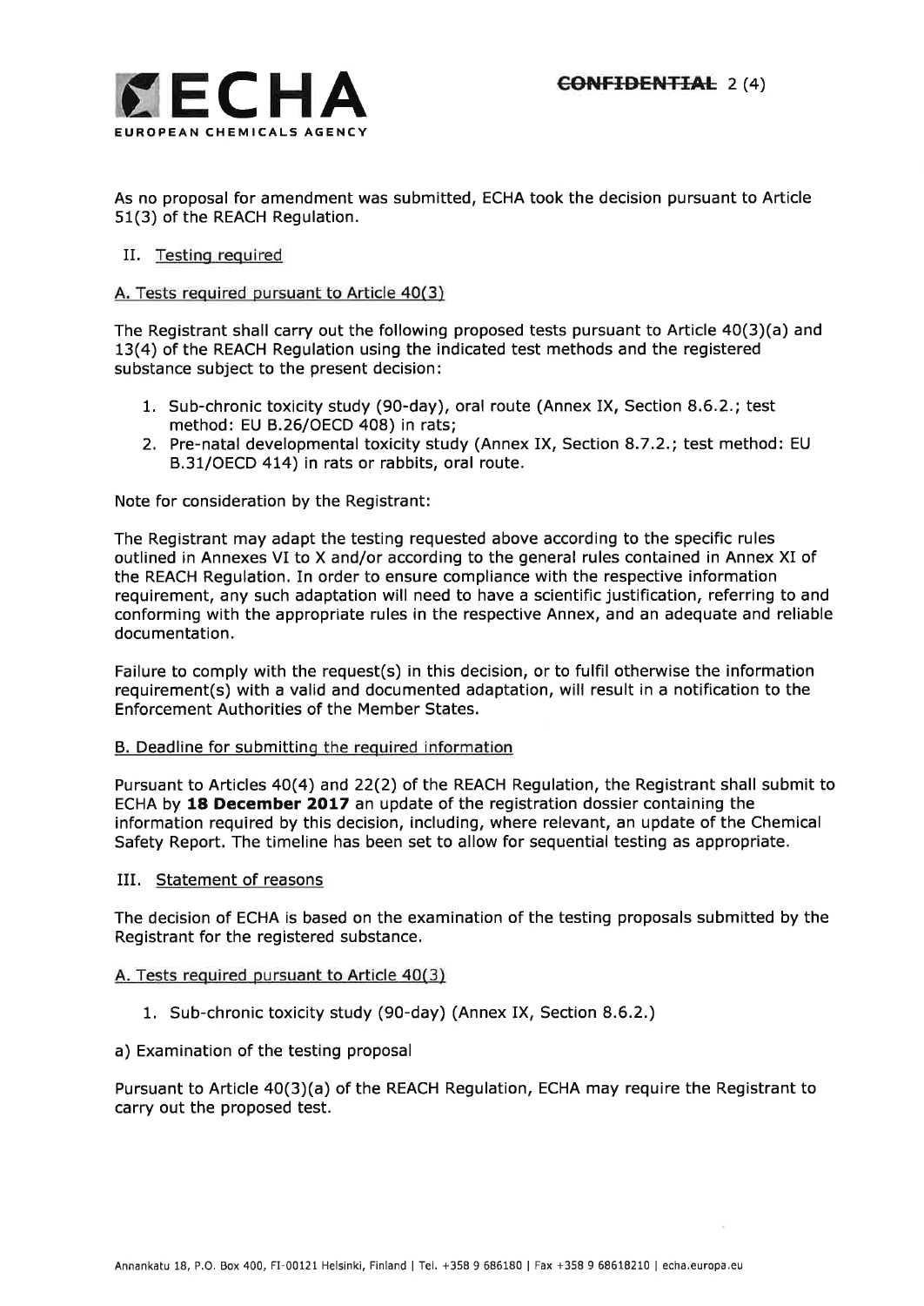As no proposal for amendment was submitted, ECHA took the decision pursuant to Article 51(3) of the REACH Regulation.

## II. Testing required

### A. Tests required pursuant to Article 40(3)

The Registrant shall carry out the following proposed tests pursuant to Article 40(3)(a) and 13(4) of the REACH Regulation using the indicated test methods and the registered substance subject to the present decision:

1. Sub-chronic toxicity study (90-day), oral route (Annex IX, Section 8.6.2.; test method: EU B.26/OECD 408) in rats;
2. Pre-natal developmental toxicity study (Annex IX, Section 8.7.2.; test method: EU B.31/OECD 414) in rats or rabbits, oral route.

Note for consideration by the Registrant:

The Registrant may adapt the testing requested above according to the specific rules outlined in Annexes VI to X and/or according to the general rules contained in Annex XI of the REACH Regulation. In order to ensure compliance with the respective information requirement, any such adaptation will need to have a scientific justification, referring to and conforming with the appropriate rules in the respective Annex, and an adequate and reliable documentation.

Failure to comply with the request(s) in this decision, or to fulfil otherwise the information requirement(s) with a valid and documented adaptation, will result in a notification to the Enforcement Authorities of the Member States.

### B. Deadline for submitting the required information

Pursuant to Articles 40(4) and 22(2) of the REACH Regulation, the Registrant shall submit to ECHA by **18 December 2017** an update of the registration dossier containing the information required by this decision, including, where relevant, an update of the Chemical Safety Report. The timeline has been set to allow for sequential testing as appropriate.

## III. Statement of reasons

The decision of ECHA is based on the examination of the testing proposals submitted by the Registrant for the registered substance.

### A. Tests required pursuant to Article 40(3)

1. Sub-chronic toxicity study (90-day) (Annex IX, Section 8.6.2.)

a) Examination of the testing proposal

Pursuant to Article 40(3)(a) of the REACH Regulation, ECHA may require the Registrant to carry out the proposed test.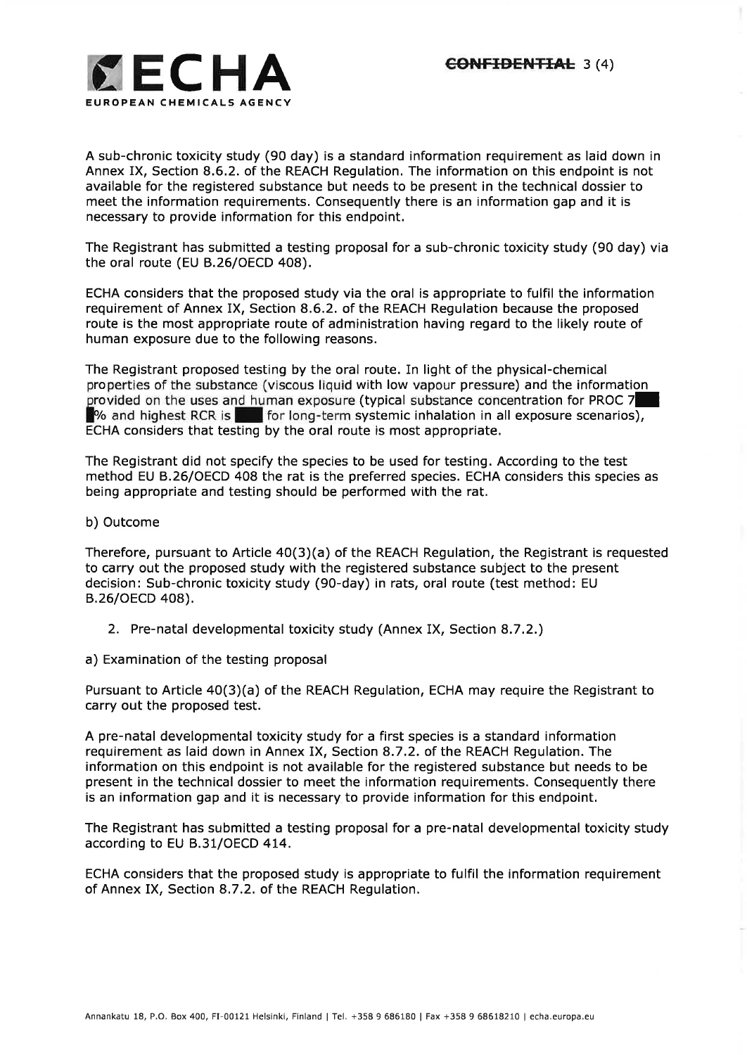A sub-chronic toxicity study (90 day) is a standard information requirement as laid down in Annex IX, Section 8.6.2. of the REACH Regulation. The information on this endpoint is not available for the registered substance but needs to be present in the technical dossier to meet the information requirements. Consequently there is an information gap and it is necessary to provide information for this endpoint.

The Registrant has submitted a testing proposal for a sub-chronic toxicity study (90 day) via the oral route (EU B.26/OECD 408).

ECHA considers that the proposed study via the oral is appropriate to fulfil the information requirement of Annex IX, Section 8.6.2. of the REACH Regulation because the proposed route is the most appropriate route of administration having regard to the likely route of human exposure due to the following reasons.

The Registrant proposed testing by the oral route. In light of the physical-chemical properties of the substance (viscous liquid with low vapour pressure) and the information provided on the uses and human exposure (typical substance concentration for PROC 7 ██ % and highest RCR is ██ for long-term systemic inhalation in all exposure scenarios), ECHA considers that testing by the oral route is most appropriate.

The Registrant did not specify the species to be used for testing. According to the test method EU B.26/OECD 408 the rat is the preferred species. ECHA considers this species as being appropriate and testing should be performed with the rat.

b) Outcome

Therefore, pursuant to Article 40(3)(a) of the REACH Regulation, the Registrant is requested to carry out the proposed study with the registered substance subject to the present decision: Sub-chronic toxicity study (90-day) in rats, oral route (test method: EU B.26/OECD 408).

2. Pre-natal developmental toxicity study (Annex IX, Section 8.7.2.)

a) Examination of the testing proposal

Pursuant to Article 40(3)(a) of the REACH Regulation, ECHA may require the Registrant to carry out the proposed test.

A pre-natal developmental toxicity study for a first species is a standard information requirement as laid down in Annex IX, Section 8.7.2. of the REACH Regulation. The information on this endpoint is not available for the registered substance but needs to be present in the technical dossier to meet the information requirements. Consequently there is an information gap and it is necessary to provide information for this endpoint.

The Registrant has submitted a testing proposal for a pre-natal developmental toxicity study according to EU B.31/OECD 414.

ECHA considers that the proposed study is appropriate to fulfil the information requirement of Annex IX, Section 8.7.2. of the REACH Regulation.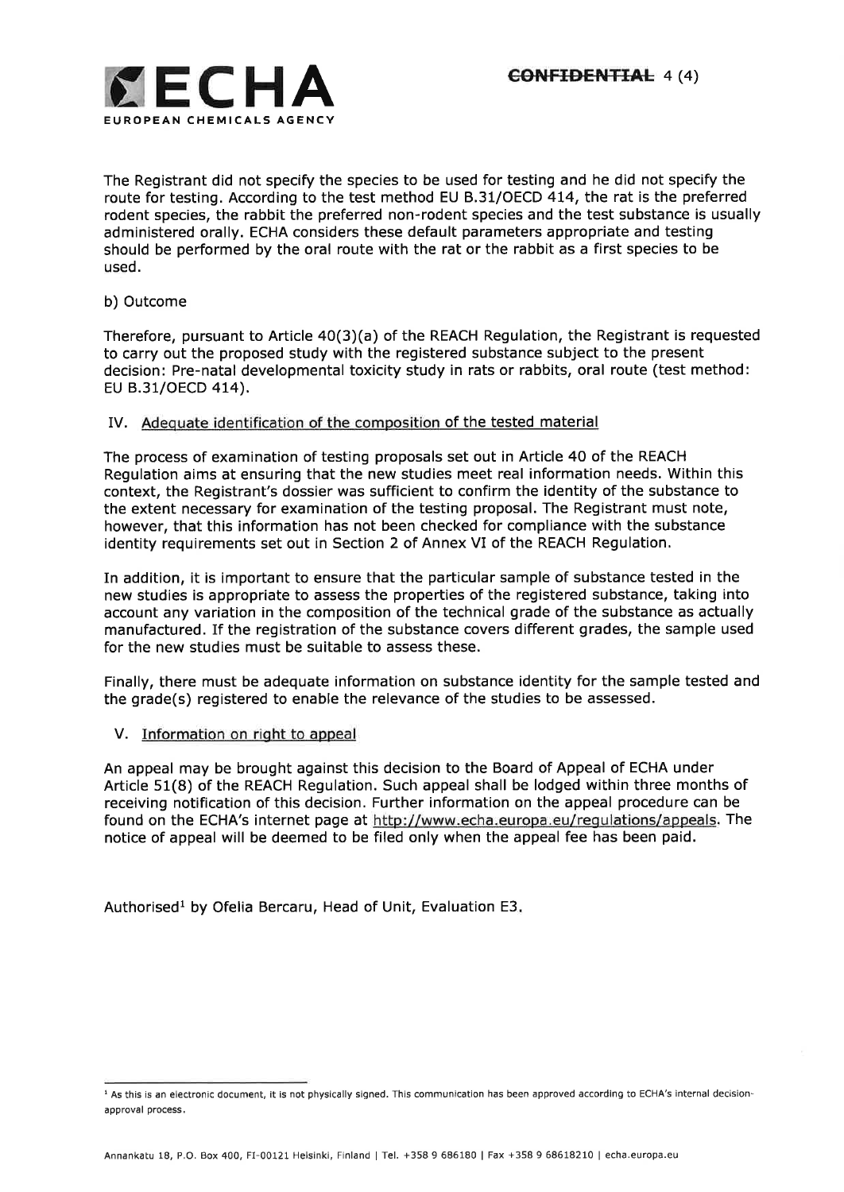The Registrant did not specify the species to be used for testing and he did not specify the route for testing. According to the test method EU B.31/OECD 414, the rat is the preferred rodent species, the rabbit the preferred non-rodent species and the test substance is usually administered orally. ECHA considers these default parameters appropriate and testing should be performed by the oral route with the rat or the rabbit as a first species to be used.

b) Outcome

Therefore, pursuant to Article 40(3)(a) of the REACH Regulation, the Registrant is requested to carry out the proposed study with the registered substance subject to the present decision: Pre-natal developmental toxicity study in rats or rabbits, oral route (test method: EU B.31/OECD 414).

## IV. Adequate identification of the composition of the tested material

The process of examination of testing proposals set out in Article 40 of the REACH Regulation aims at ensuring that the new studies meet real information needs. Within this context, the Registrant's dossier was sufficient to confirm the identity of the substance to the extent necessary for examination of the testing proposal. The Registrant must note, however, that this information has not been checked for compliance with the substance identity requirements set out in Section 2 of Annex VI of the REACH Regulation.

In addition, it is important to ensure that the particular sample of substance tested in the new studies is appropriate to assess the properties of the registered substance, taking into account any variation in the composition of the technical grade of the substance as actually manufactured. If the registration of the substance covers different grades, the sample used for the new studies must be suitable to assess these.

Finally, there must be adequate information on substance identity for the sample tested and the grade(s) registered to enable the relevance of the studies to be assessed.

## V. Information on right to appeal

An appeal may be brought against this decision to the Board of Appeal of ECHA under Article 51(8) of the REACH Regulation. Such appeal shall be lodged within three months of receiving notification of this decision. Further information on the appeal procedure can be found on the ECHA's internet page at http://www.echa.europa.eu/regulations/appeals. The notice of appeal will be deemed to be filed only when the appeal fee has been paid.

Authorised[1] by Ofelia Bercaru, Head of Unit, Evaluation E3.

[1] As this is an electronic document, it is not physically signed. This communication has been approved according to ECHA's internal decision-approval process.

Annankatu 18, P.O. Box 400, FI-00121 Helsinki, Finland | Tel. +358 9 686180 | Fax +358 9 68618210 | echa.europa.eu